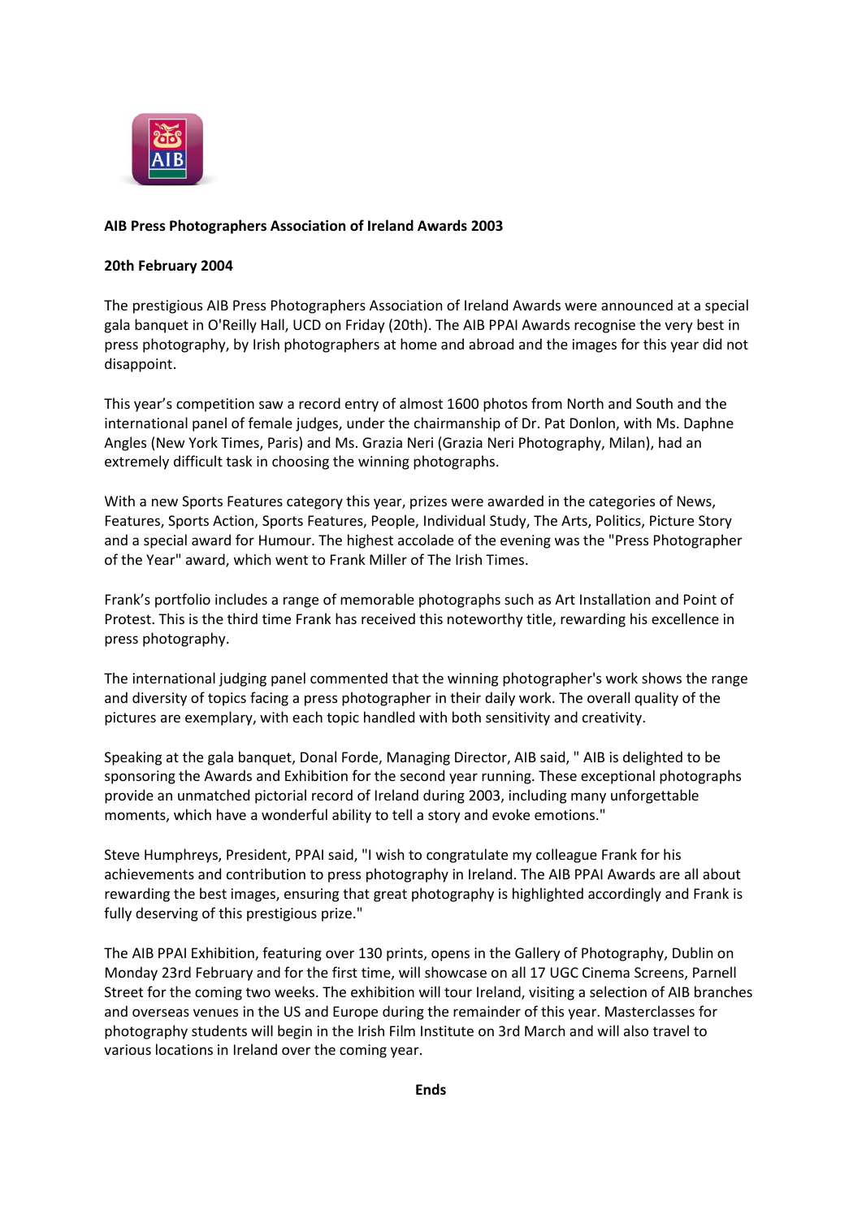**AIB Press Photographers Association of Ireland Awards 2003**

**20th February 2004**

The prestigious AIB Press Photographers Association of Ireland Awards were announced at a special gala banquet in O'Reilly Hall, UCD on Friday (20th). The AIB PPAI Awards recognise the very best in press photography, by Irish photographers at home and abroad and the images for this year did not disappoint.

This year's competition saw a record entry of almost 1600 photos from North and South and the international panel of female judges, under the chairmanship of Dr. Pat Donlon, with Ms. Daphne Angles (New York Times, Paris) and Ms. Grazia Neri (Grazia Neri Photography, Milan), had an extremely difficult task in choosing the winning photographs.

With a new Sports Features category this year, prizes were awarded in the categories of News, Features, Sports Action, Sports Features, People, Individual Study, The Arts, Politics, Picture Story and a special award for Humour. The highest accolade of the evening was the "Press Photographer of the Year" award, which went to Frank Miller of The Irish Times.

Frank's portfolio includes a range of memorable photographs such as Art Installation and Point of Protest. This is the third time Frank has received this noteworthy title, rewarding his excellence in press photography.

The international judging panel commented that the winning photographer's work shows the range and diversity of topics facing a press photographer in their daily work. The overall quality of the pictures are exemplary, with each topic handled with both sensitivity and creativity.

Speaking at the gala banquet, Donal Forde, Managing Director, AIB said, " AIB is delighted to be sponsoring the Awards and Exhibition for the second year running. These exceptional photographs provide an unmatched pictorial record of Ireland during 2003, including many unforgettable moments, which have a wonderful ability to tell a story and evoke emotions."

Steve Humphreys, President, PPAI said, "I wish to congratulate my colleague Frank for his achievements and contribution to press photography in Ireland. The AIB PPAI Awards are all about rewarding the best images, ensuring that great photography is highlighted accordingly and Frank is fully deserving of this prestigious prize."

The AIB PPAI Exhibition, featuring over 130 prints, opens in the Gallery of Photography, Dublin on Monday 23rd February and for the first time, will showcase on all 17 UGC Cinema Screens, Parnell Street for the coming two weeks. The exhibition will tour Ireland, visiting a selection of AIB branches and overseas venues in the US and Europe during the remainder of this year. Masterclasses for photography students will begin in the Irish Film Institute on 3rd March and will also travel to various locations in Ireland over the coming year.

**Ends**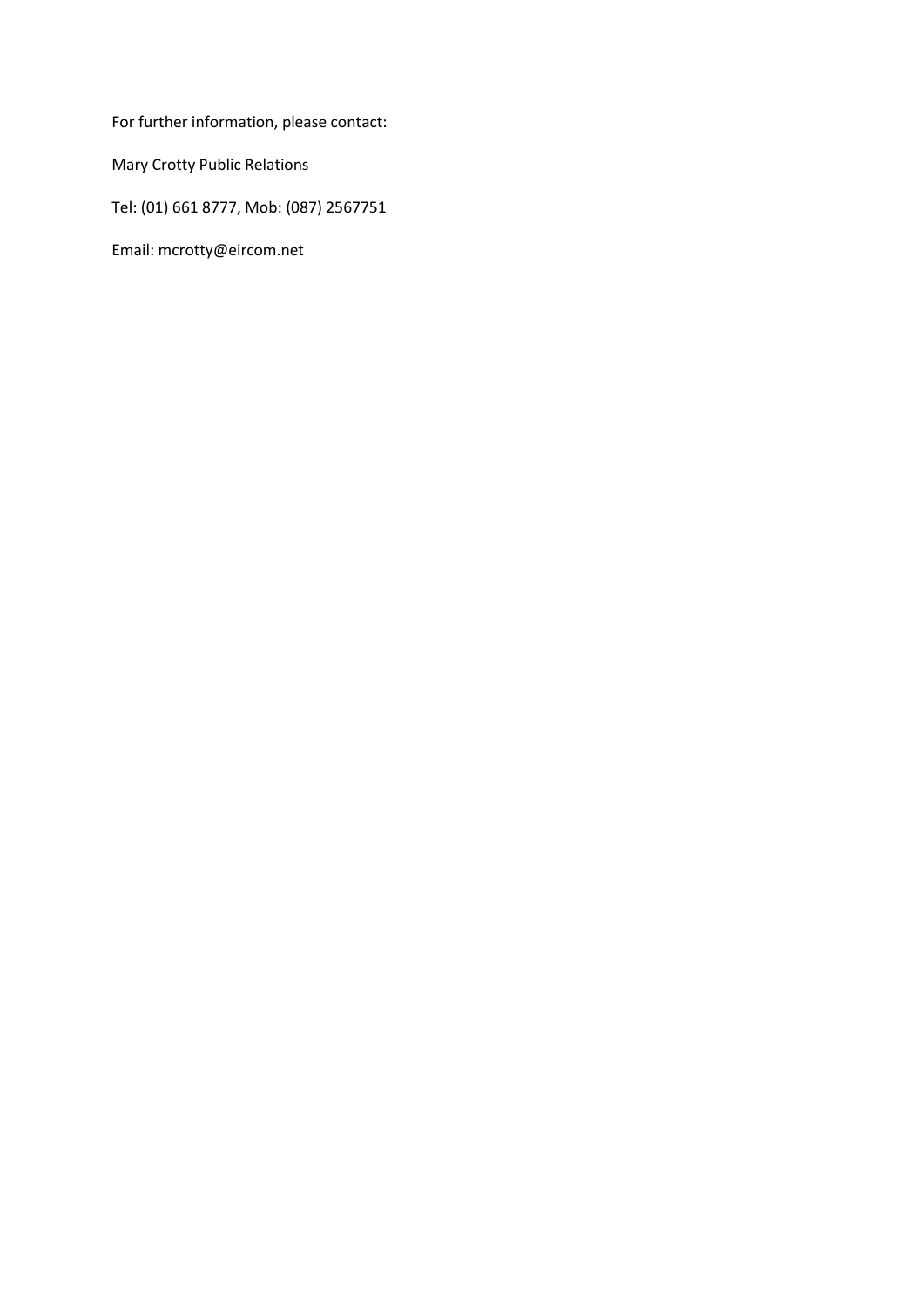For further information, please contact:

Mary Crotty Public Relations

Tel: (01) 661 8777, Mob: (087) 2567751

Email: mcrotty@eircom.net